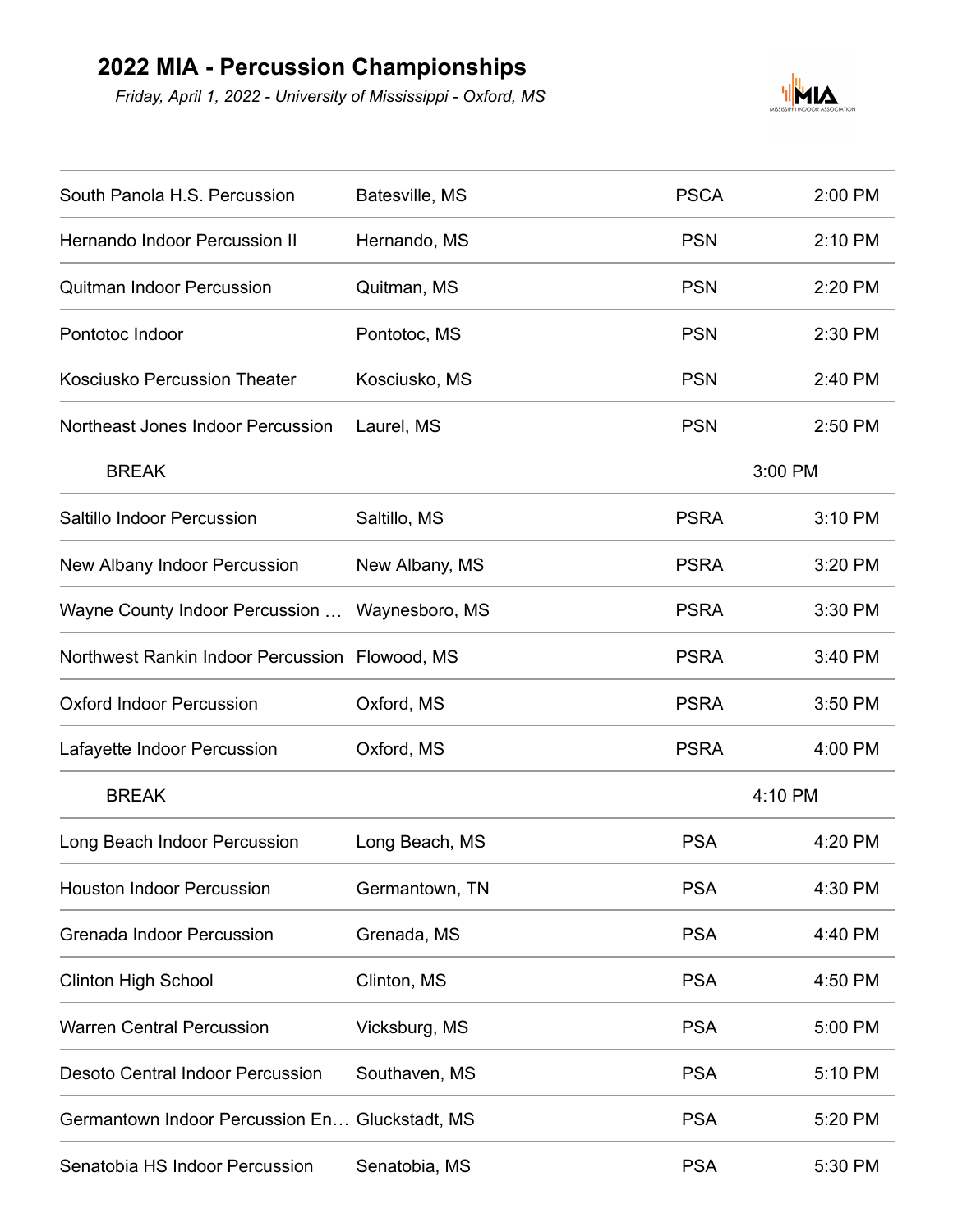# 2022 MIA - Percussion Championships

*Friday, April 1, 2022 - University of Mississippi - Oxford, MS*

| | | | |
|---|---|---|---|
| South Panola H.S. Percussion | Batesville, MS | PSCA | 2:00 PM |
| Hernando Indoor Percussion II | Hernando, MS | PSN | 2:10 PM |
| Quitman Indoor Percussion | Quitman, MS | PSN | 2:20 PM |
| Pontotoc Indoor | Pontotoc, MS | PSN | 2:30 PM |
| Kosciusko Percussion Theater | Kosciusko, MS | PSN | 2:40 PM |
| Northeast Jones Indoor Percussion | Laurel, MS | PSN | 2:50 PM |
| BREAK | | | 3:00 PM |
| Saltillo Indoor Percussion | Saltillo, MS | PSRA | 3:10 PM |
| New Albany Indoor Percussion | New Albany, MS | PSRA | 3:20 PM |
| Wayne County Indoor Percussion … | Waynesboro, MS | PSRA | 3:30 PM |
| Northwest Rankin Indoor Percussion | Flowood, MS | PSRA | 3:40 PM |
| Oxford Indoor Percussion | Oxford, MS | PSRA | 3:50 PM |
| Lafayette Indoor Percussion | Oxford, MS | PSRA | 4:00 PM |
| BREAK | | | 4:10 PM |
| Long Beach Indoor Percussion | Long Beach, MS | PSA | 4:20 PM |
| Houston Indoor Percussion | Germantown, TN | PSA | 4:30 PM |
| Grenada Indoor Percussion | Grenada, MS | PSA | 4:40 PM |
| Clinton High School | Clinton, MS | PSA | 4:50 PM |
| Warren Central Percussion | Vicksburg, MS | PSA | 5:00 PM |
| Desoto Central Indoor Percussion | Southaven, MS | PSA | 5:10 PM |
| Germantown Indoor Percussion En… | Gluckstadt, MS | PSA | 5:20 PM |
| Senatobia HS Indoor Percussion | Senatobia, MS | PSA | 5:30 PM |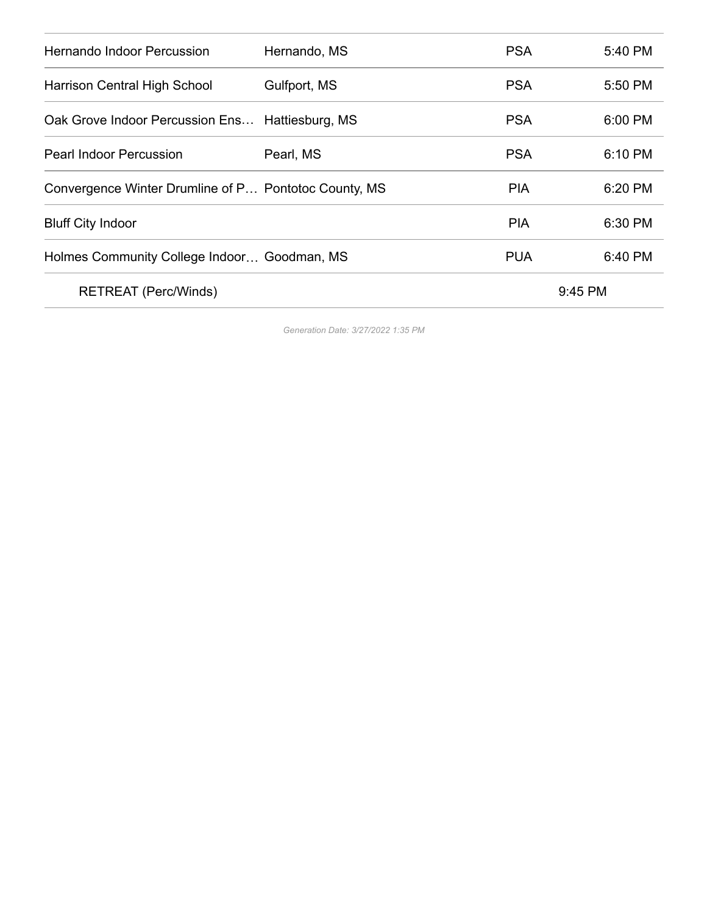| | | | |
|---|---|---|---|
| Hernando Indoor Percussion | Hernando, MS | PSA | 5:40 PM |
| Harrison Central High School | Gulfport, MS | PSA | 5:50 PM |
| Oak Grove Indoor Percussion Ens… | Hattiesburg, MS | PSA | 6:00 PM |
| Pearl Indoor Percussion | Pearl, MS | PSA | 6:10 PM |
| Convergence Winter Drumline of P… | Pontotoc County, MS | PIA | 6:20 PM |
| Bluff City Indoor | | PIA | 6:30 PM |
| Holmes Community College Indoor… | Goodman, MS | PUA | 6:40 PM |
| RETREAT (Perc/Winds) | | | 9:45 PM |

*Generation Date: 3/27/2022 1:35 PM*